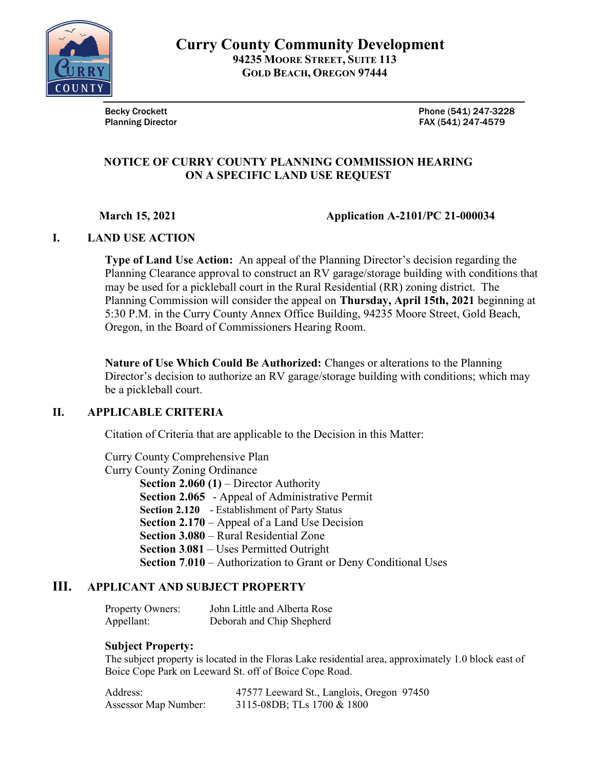# Curry County Community Development

**94235 Moore Street, Suite 113**
**Gold Beach, Oregon 97444**

**Becky Crockett**
**Planning Director**

**Phone (541) 247-3228**
**FAX (541) 247-4579**

## NOTICE OF CURRY COUNTY PLANNING COMMISSION HEARING ON A SPECIFIC LAND USE REQUEST

**March 15, 2021** **Application A-2101/PC 21-000034**

## I. LAND USE ACTION

**Type of Land Use Action:** An appeal of the Planning Director's decision regarding the Planning Clearance approval to construct an RV garage/storage building with conditions that may be used for a pickleball court in the Rural Residential (RR) zoning district. The Planning Commission will consider the appeal on **Thursday, April 15th, 2021** beginning at 5:30 P.M. in the Curry County Annex Office Building, 94235 Moore Street, Gold Beach, Oregon, in the Board of Commissioners Hearing Room.

**Nature of Use Which Could Be Authorized:** Changes or alterations to the Planning Director's decision to authorize an RV garage/storage building with conditions; which may be a pickleball court.

## II. APPLICABLE CRITERIA

Citation of Criteria that are applicable to the Decision in this Matter:

Curry County Comprehensive Plan
Curry County Zoning Ordinance

- **Section 2.060 (1)** – Director Authority
- **Section 2.065** - Appeal of Administrative Permit
- **Section 2.120** - Establishment of Party Status
- **Section 2.170** – Appeal of a Land Use Decision
- **Section 3.080** – Rural Residential Zone
- **Section 3.081** – Uses Permitted Outright
- **Section 7.010** – Authorization to Grant or Deny Conditional Uses

## III. APPLICANT AND SUBJECT PROPERTY

Property Owners: John Little and Alberta Rose
Appellant: Deborah and Chip Shepherd

**Subject Property:**
The subject property is located in the Floras Lake residential area, approximately 1.0 block east of Boice Cope Park on Leeward St. off of Boice Cope Road.

Address: 47577 Leeward St., Langlois, Oregon 97450
Assessor Map Number: 3115-08DB; TLs 1700 & 1800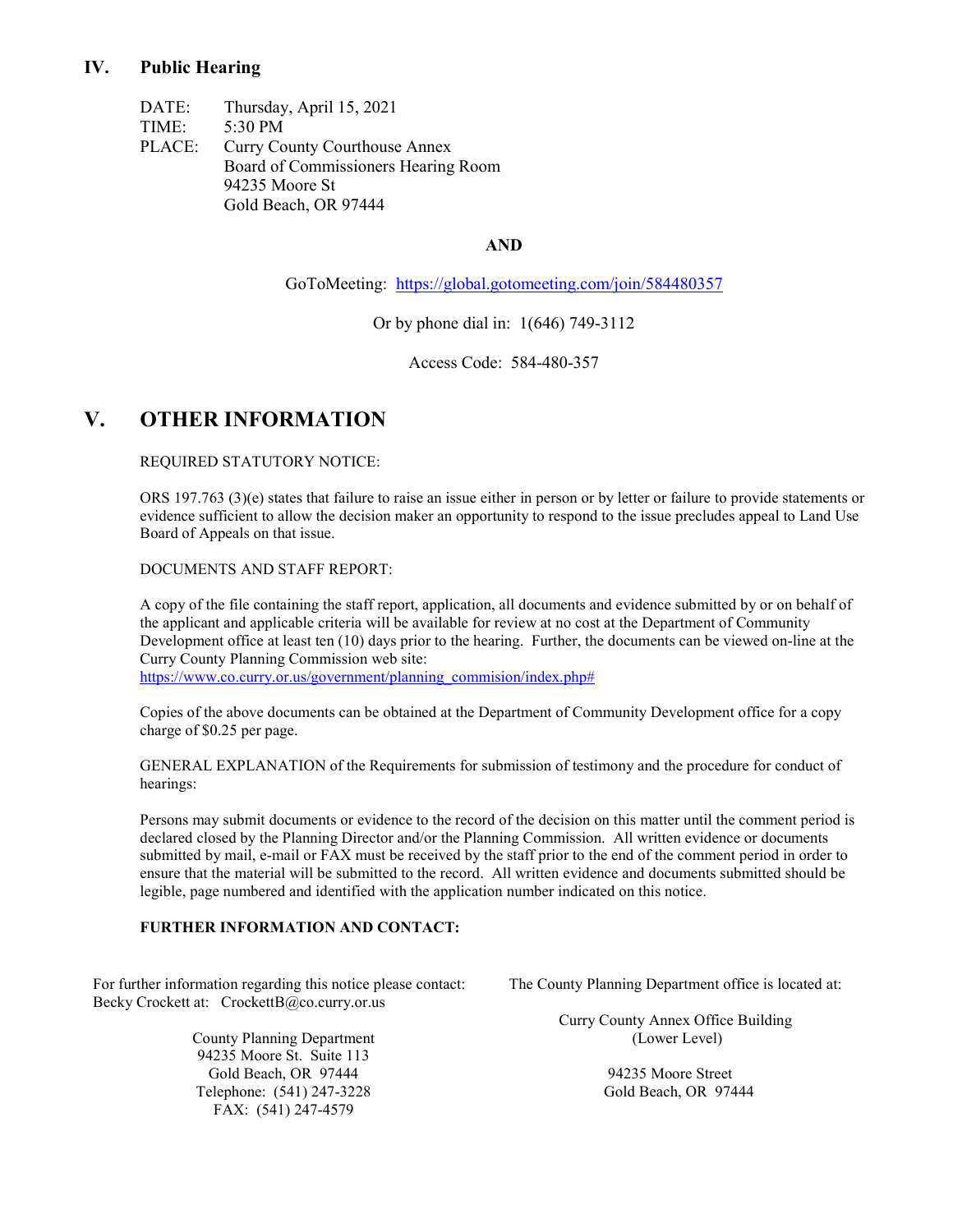## IV. Public Hearing

DATE: Thursday, April 15, 2021
TIME: 5:30 PM
PLACE: Curry County Courthouse Annex
Board of Commissioners Hearing Room
94235 Moore St
Gold Beach, OR 97444

**AND**

GoToMeeting: https://global.gotomeeting.com/join/584480357

Or by phone dial in: 1(646) 749-3112

Access Code: 584-480-357

## V. OTHER INFORMATION

REQUIRED STATUTORY NOTICE:

ORS 197.763 (3)(e) states that failure to raise an issue either in person or by letter or failure to provide statements or evidence sufficient to allow the decision maker an opportunity to respond to the issue precludes appeal to Land Use Board of Appeals on that issue.

DOCUMENTS AND STAFF REPORT:

A copy of the file containing the staff report, application, all documents and evidence submitted by or on behalf of the applicant and applicable criteria will be available for review at no cost at the Department of Community Development office at least ten (10) days prior to the hearing. Further, the documents can be viewed on-line at the Curry County Planning Commission web site:
https://www.co.curry.or.us/government/planning_commision/index.php#

Copies of the above documents can be obtained at the Department of Community Development office for a copy charge of $0.25 per page.

GENERAL EXPLANATION of the Requirements for submission of testimony and the procedure for conduct of hearings:

Persons may submit documents or evidence to the record of the decision on this matter until the comment period is declared closed by the Planning Director and/or the Planning Commission. All written evidence or documents submitted by mail, e-mail or FAX must be received by the staff prior to the end of the comment period in order to ensure that the material will be submitted to the record. All written evidence and documents submitted should be legible, page numbered and identified with the application number indicated on this notice.

**FURTHER INFORMATION AND CONTACT:**

For further information regarding this notice please contact:
Becky Crockett at: CrockettB@co.curry.or.us

County Planning Department
94235 Moore St. Suite 113
Gold Beach, OR 97444
Telephone: (541) 247-3228
FAX: (541) 247-4579

The County Planning Department office is located at:

Curry County Annex Office Building
(Lower Level)

94235 Moore Street
Gold Beach, OR 97444